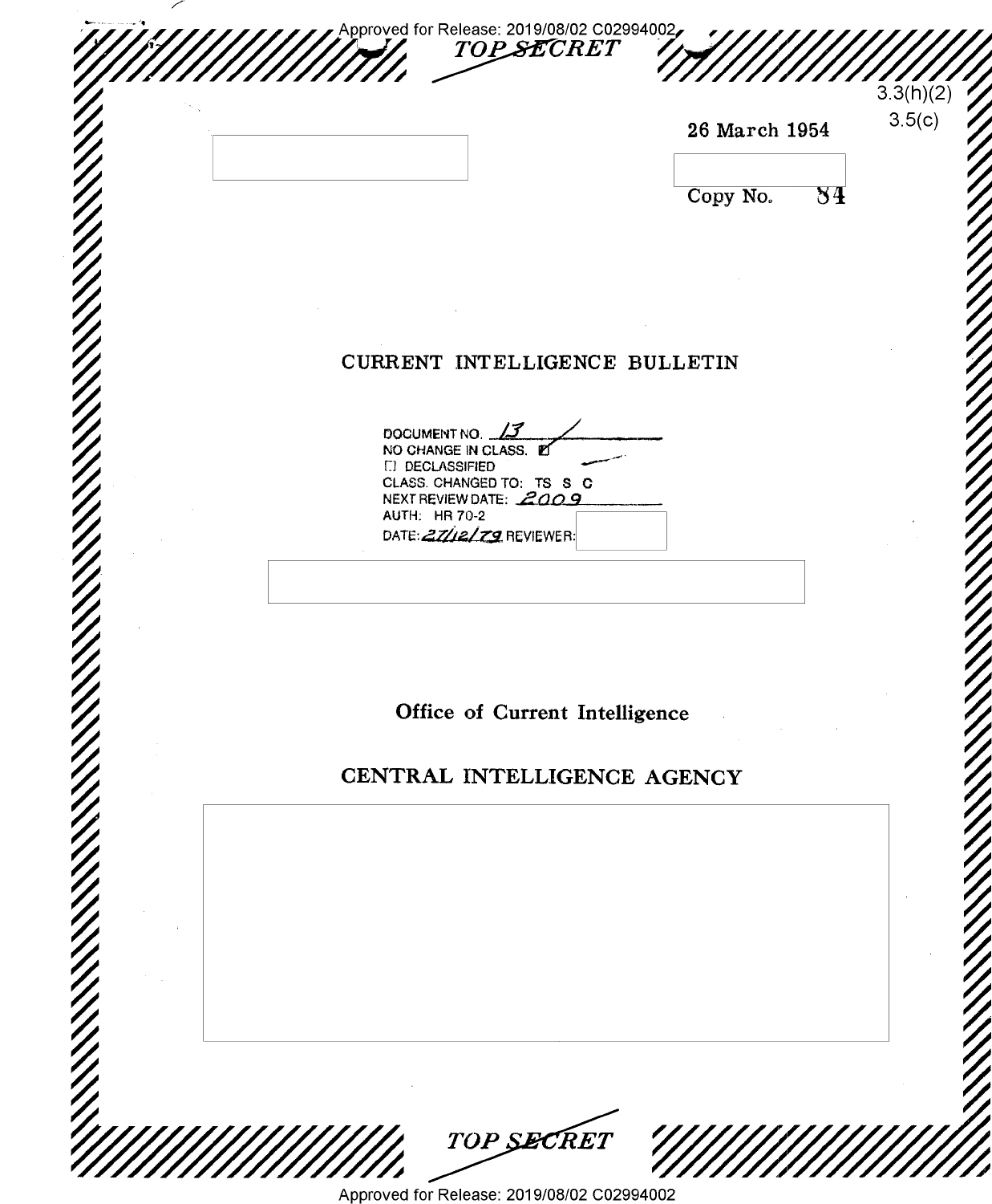TOP SECRET

3.3(h)(2)
3.5(c)

26 March 1954

Copy No. 84

# CURRENT INTELLIGENCE BULLETIN

DOCUMENT NO. 13
NO CHANGE IN CLASS. ☒
☐ DECLASSIFIED
CLASS. CHANGED TO: TS S C
NEXT REVIEW DATE: 2009
AUTH: HR 70-2
DATE: 27/12/79 REVIEWER:

## Office of Current Intelligence

## CENTRAL INTELLIGENCE AGENCY

TOP SECRET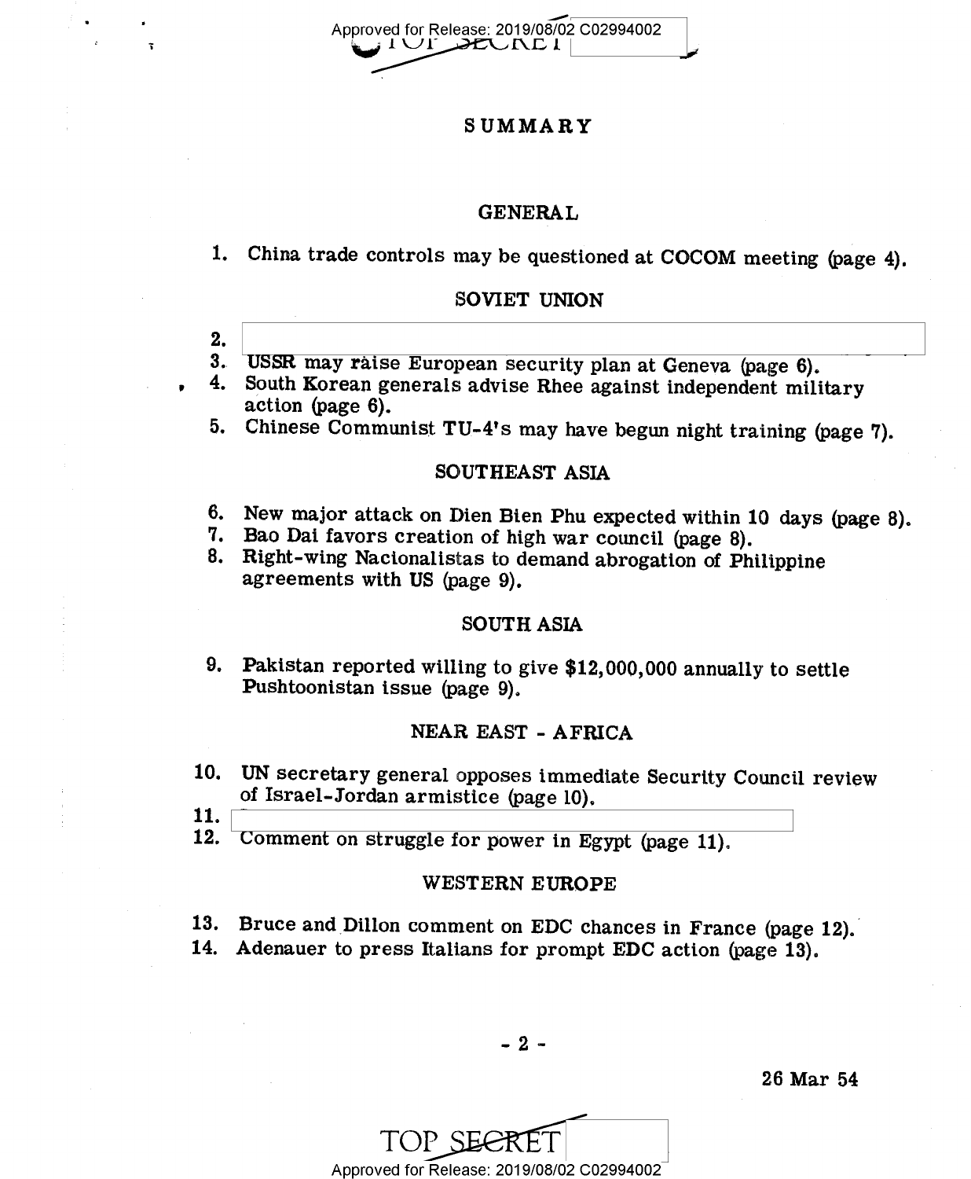# SUMMARY

## GENERAL

1. China trade controls may be questioned at COCOM meeting (page 4).

## SOVIET UNION

2. 
3. USSR may raise European security plan at Geneva (page 6).
4. South Korean generals advise Rhee against independent military action (page 6).
5. Chinese Communist TU-4's may have begun night training (page 7).

## SOUTHEAST ASIA

6. New major attack on Dien Bien Phu expected within 10 days (page 8).
7. Bao Dai favors creation of high war council (page 8).
8. Right-wing Nacionalistas to demand abrogation of Philippine agreements with US (page 9).

## SOUTH ASIA

9. Pakistan reported willing to give $12,000,000 annually to settle Pushtoonistan issue (page 9).

## NEAR EAST - AFRICA

10. UN secretary general opposes immediate Security Council review of Israel-Jordan armistice (page 10).
11. 
12. Comment on struggle for power in Egypt (page 11).

## WESTERN EUROPE

13. Bruce and Dillon comment on EDC chances in France (page 12).
14. Adenauer to press Italians for prompt EDC action (page 13).

26 Mar 54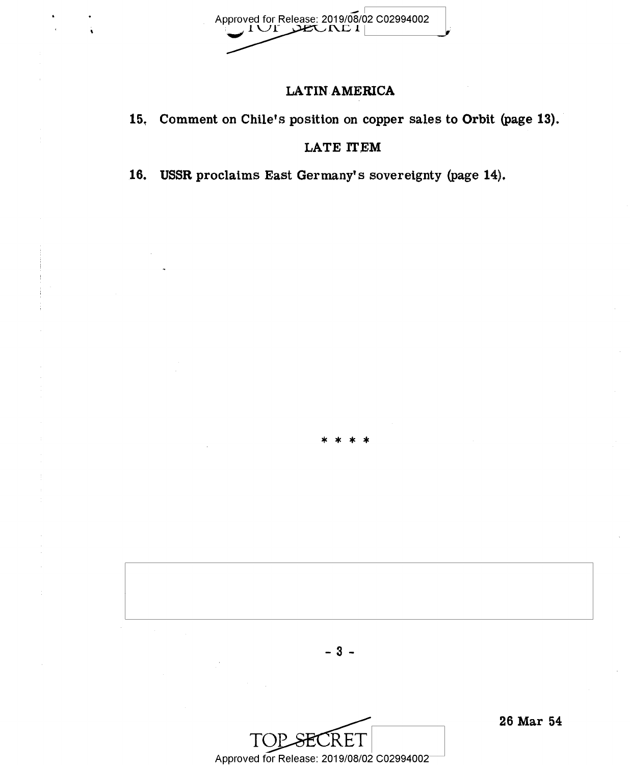## LATIN AMERICA

15. **Comment on Chile's position on copper sales to Orbit (page 13).**

## LATE ITEM

16. **USSR proclaims East Germany's sovereignty (page 14).**

\* \* \* \*

26 Mar 54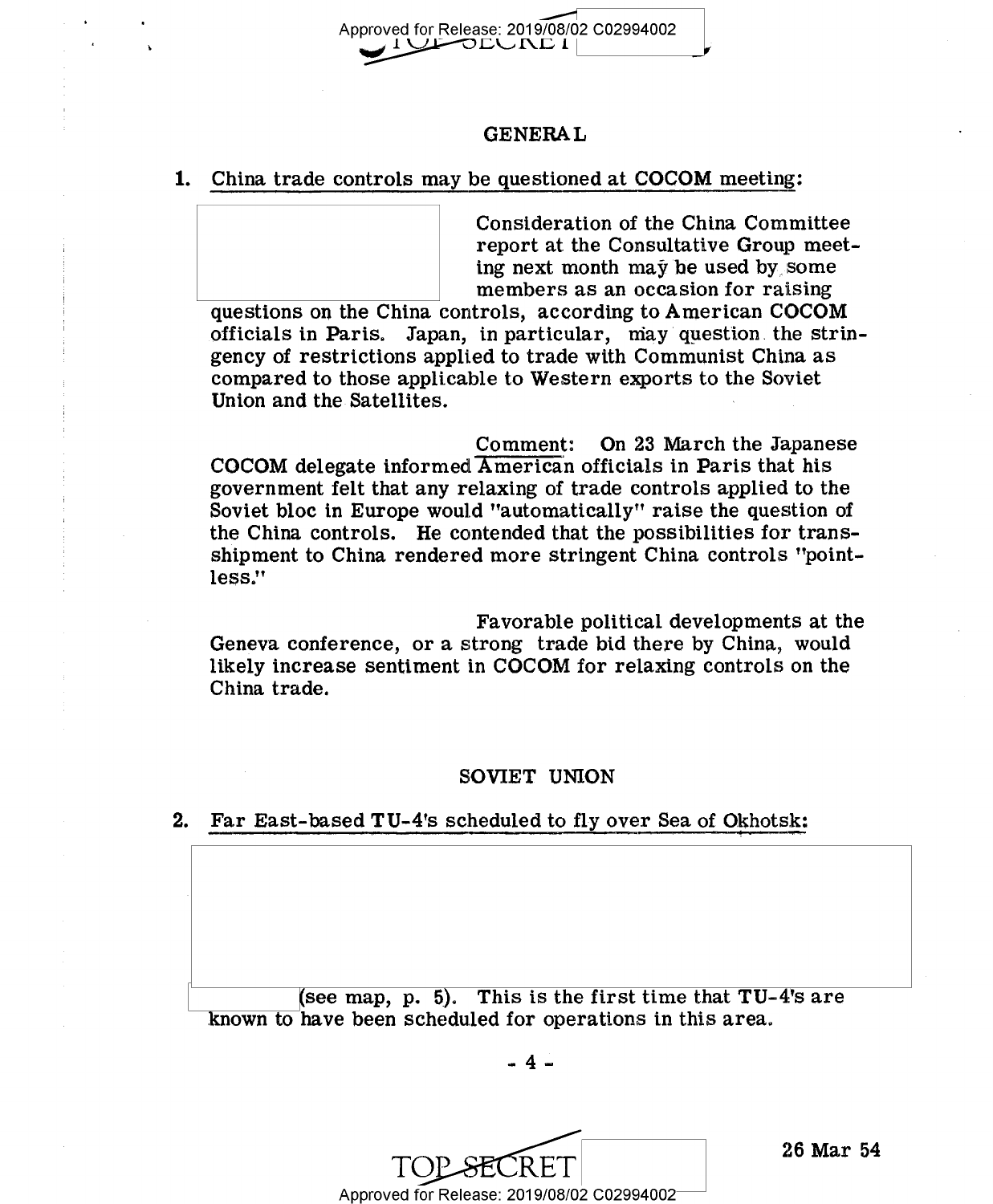## GENERAL

**1.** China trade controls may be questioned at COCOM meeting:

Consideration of the China Committee report at the Consultative Group meeting next month may be used by some members as an occasion for raising questions on the China controls, according to American COCOM officials in Paris. Japan, in particular, may question the stringency of restrictions applied to trade with Communist China as compared to those applicable to Western exports to the Soviet Union and the Satellites.

Comment: On 23 March the Japanese COCOM delegate informed American officials in Paris that his government felt that any relaxing of trade controls applied to the Soviet bloc in Europe would "automatically" raise the question of the China controls. He contended that the possibilities for transshipment to China rendered more stringent China controls "pointless."

Favorable political developments at the Geneva conference, or a strong trade bid there by China, would likely increase sentiment in COCOM for relaxing controls on the China trade.

## SOVIET UNION

**2.** Far East-based TU-4's scheduled to fly over Sea of Okhotsk:

(see map, p. 5). This is the first time that TU-4's are known to have been scheduled for operations in this area.

26 Mar 54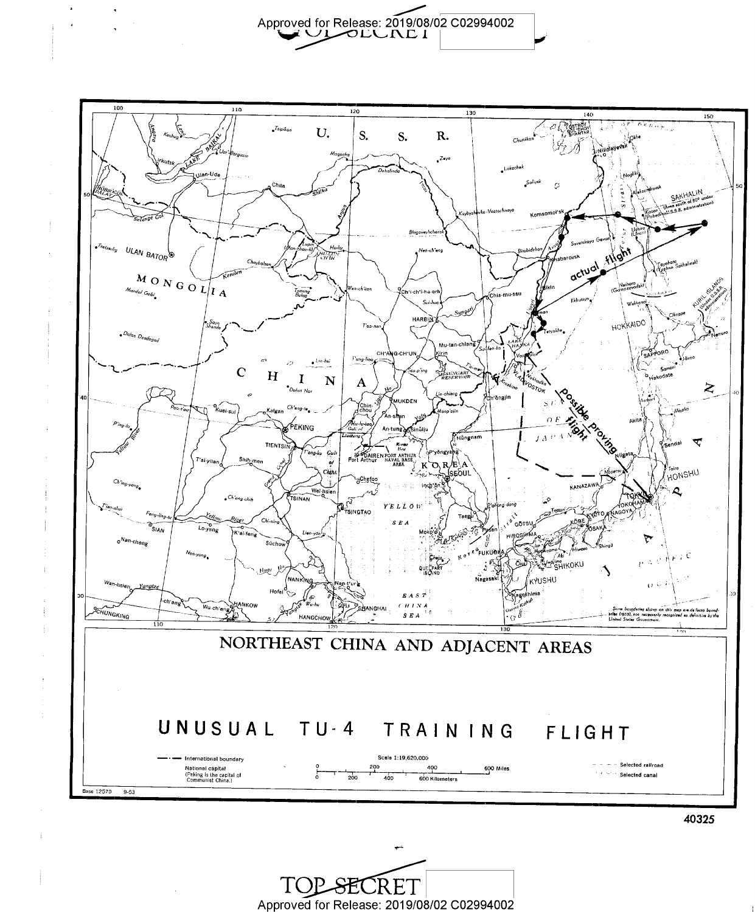Approved for Release: 2019/08/02 C02994002

TOP SECRET

# NORTHEAST CHINA AND ADJACENT AREAS

# UNUSUAL TU-4 TRAINING FLIGHT

actual flight

possible proving flight

International boundary

National capital (Peking is the capital of Communist China.)

Scale 1:19,620,000

Selected railroad

Selected canal

Some boundaries shown on this map are de facto boundaries (1953), not necessarily recognized as definitive by the United States Government.

Base 12570 9-53

40325

TOP SECRET

Approved for Release: 2019/08/02 C02994002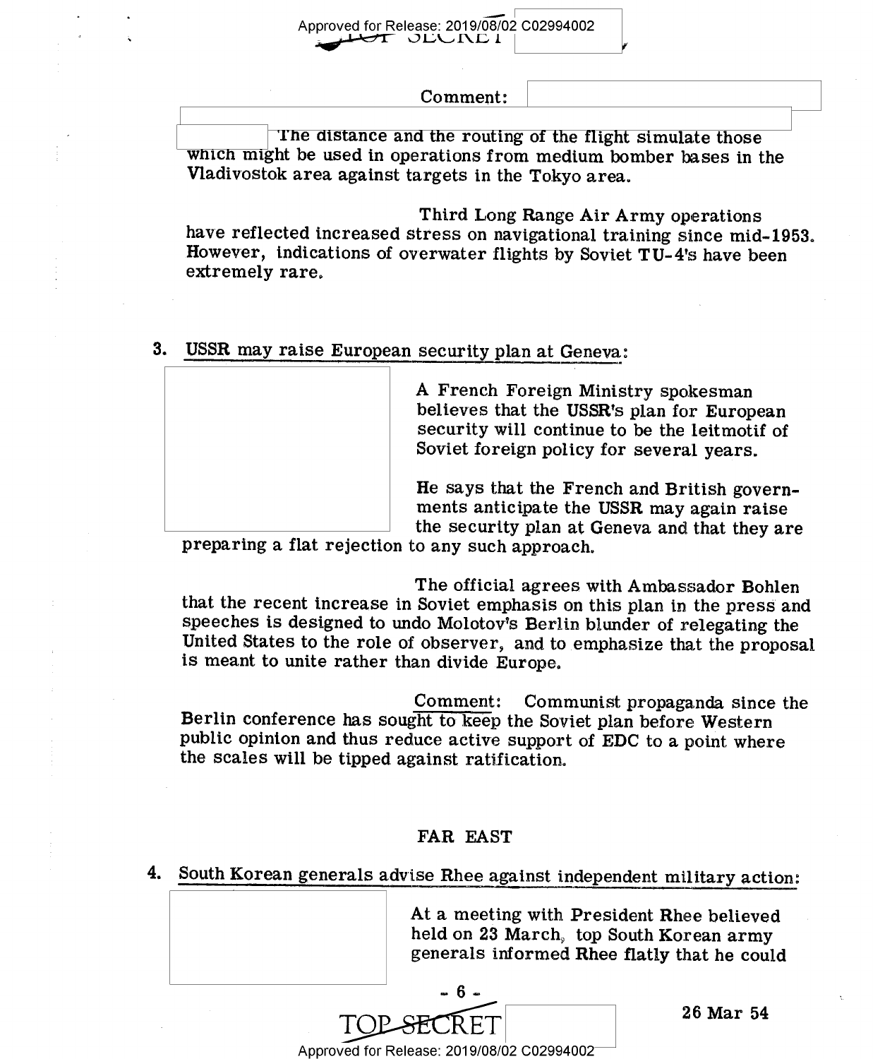Comment:

The distance and the routing of the flight simulate those which might be used in operations from medium bomber bases in the Vladivostok area against targets in the Tokyo area.

Third Long Range Air Army operations have reflected increased stress on navigational training since mid-1953. However, indications of overwater flights by Soviet TU-4's have been extremely rare.

3. USSR may raise European security plan at Geneva:

A French Foreign Ministry spokesman believes that the USSR's plan for European security will continue to be the leitmotif of Soviet foreign policy for several years.

He says that the French and British governments anticipate the USSR may again raise the security plan at Geneva and that they are preparing a flat rejection to any such approach.

The official agrees with Ambassador Bohlen that the recent increase in Soviet emphasis on this plan in the press and speeches is designed to undo Molotov's Berlin blunder of relegating the United States to the role of observer, and to emphasize that the proposal is meant to unite rather than divide Europe.

Comment: Communist propaganda since the Berlin conference has sought to keep the Soviet plan before Western public opinion and thus reduce active support of EDC to a point where the scales will be tipped against ratification.

## FAR EAST

4. South Korean generals advise Rhee against independent military action:

At a meeting with President Rhee believed held on 23 March, top South Korean army generals informed Rhee flatly that he could

26 Mar 54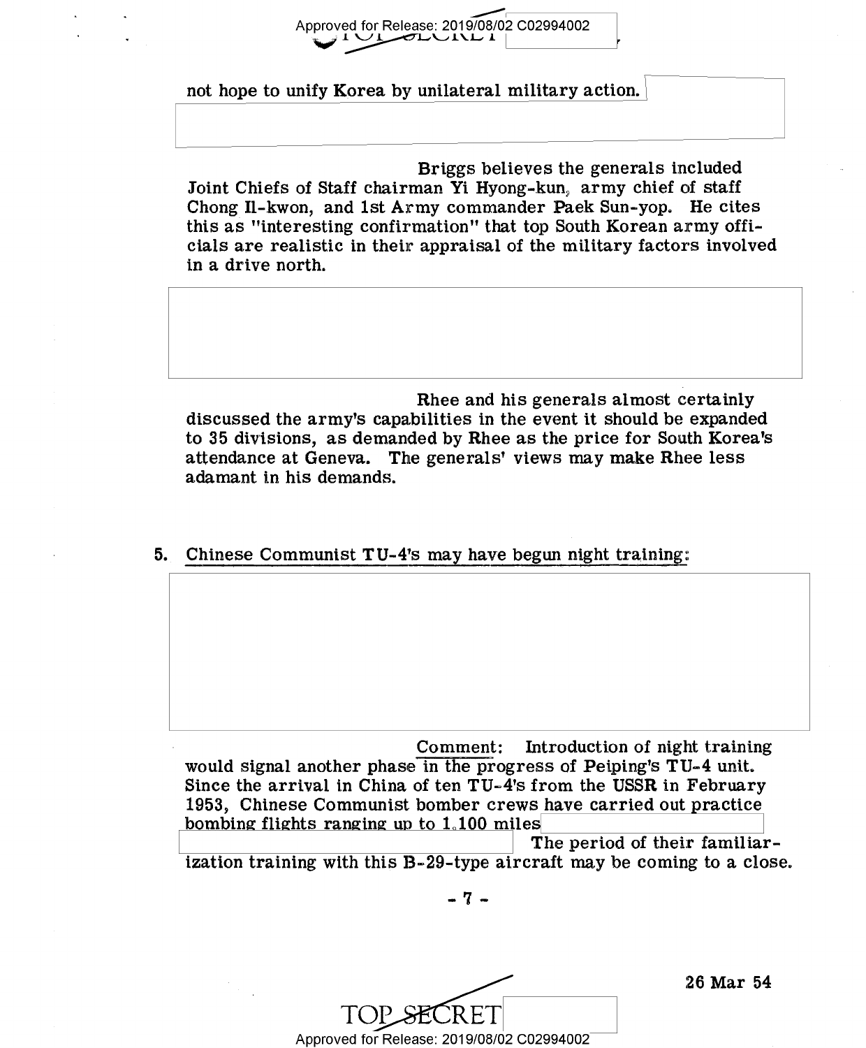not hope to unify Korea by unilateral military action.

Briggs believes the generals included Joint Chiefs of Staff chairman Yi Hyong-kun, army chief of staff Chong Il-kwon, and 1st Army commander Paek Sun-yop. He cites this as "interesting confirmation" that top South Korean army officials are realistic in their appraisal of the military factors involved in a drive north.

Rhee and his generals almost certainly discussed the army's capabilities in the event it should be expanded to 35 divisions, as demanded by Rhee as the price for South Korea's attendance at Geneva. The generals' views may make Rhee less adamant in his demands.

5. Chinese Communist TU-4's may have begun night training:

Comment: Introduction of night training would signal another phase in the progress of Peiping's TU-4 unit. Since the arrival in China of ten TU-4's from the USSR in February 1953, Chinese Communist bomber crews have carried out practice bombing flights ranging up to 1,100 miles. The period of their familiarization training with this B-29-type aircraft may be coming to a close.

26 Mar 54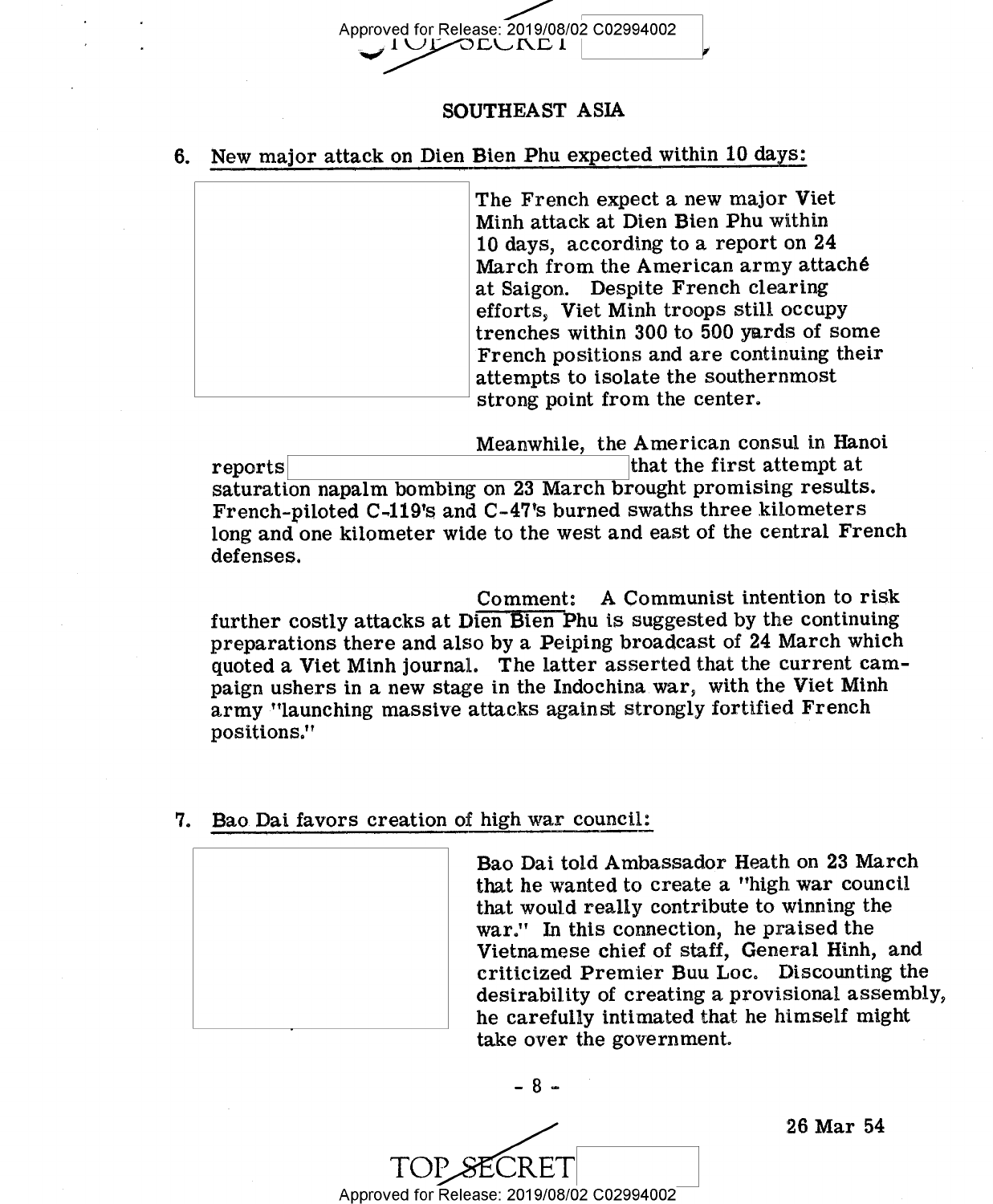## SOUTHEAST ASIA

### 6. New major attack on Dien Bien Phu expected within 10 days:

The French expect a new major Viet Minh attack at Dien Bien Phu within 10 days, according to a report on 24 March from the American army attaché at Saigon. Despite French clearing efforts, Viet Minh troops still occupy trenches within 300 to 500 yards of some French positions and are continuing their attempts to isolate the southernmost strong point from the center.

Meanwhile, the American consul in Hanoi reports that the first attempt at saturation napalm bombing on 23 March brought promising results. French-piloted C-119's and C-47's burned swaths three kilometers long and one kilometer wide to the west and east of the central French defenses.

Comment: A Communist intention to risk further costly attacks at Dien Bien Phu is suggested by the continuing preparations there and also by a Peiping broadcast of 24 March which quoted a Viet Minh journal. The latter asserted that the current campaign ushers in a new stage in the Indochina war, with the Viet Minh army "launching massive attacks against strongly fortified French positions."

### 7. Bao Dai favors creation of high war council:

Bao Dai told Ambassador Heath on 23 March that he wanted to create a "high war council that would really contribute to winning the war." In this connection, he praised the Vietnamese chief of staff, General Hinh, and criticized Premier Buu Loc. Discounting the desirability of creating a provisional assembly, he carefully intimated that he himself might take over the government.

26 Mar 54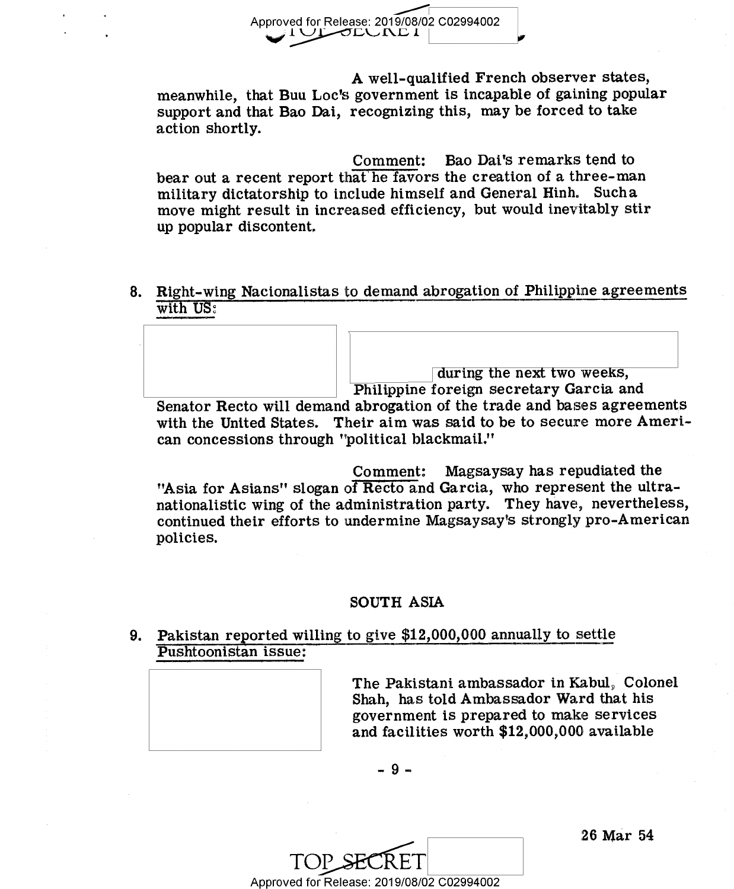A well-qualified French observer states, meanwhile, that Buu Loc's government is incapable of gaining popular support and that Bao Dai, recognizing this, may be forced to take action shortly.

Comment: Bao Dai's remarks tend to bear out a recent report that he favors the creation of a three-man military dictatorship to include himself and General Hinh. Such a move might result in increased efficiency, but would inevitably stir up popular discontent.

8. Right-wing Nacionalistas to demand abrogation of Philippine agreements with US:

during the next two weeks, Philippine foreign secretary Garcia and Senator Recto will demand abrogation of the trade and bases agreements with the United States. Their aim was said to be to secure more American concessions through "political blackmail."

Comment: Magsaysay has repudiated the "Asia for Asians" slogan of Recto and Garcia, who represent the ultra-nationalistic wing of the administration party. They have, nevertheless, continued their efforts to undermine Magsaysay's strongly pro-American policies.

## SOUTH ASIA

9. Pakistan reported willing to give $12,000,000 annually to settle Pushtoonistan issue:

The Pakistani ambassador in Kabul, Colonel Shah, has told Ambassador Ward that his government is prepared to make services and facilities worth $12,000,000 available

26 Mar 54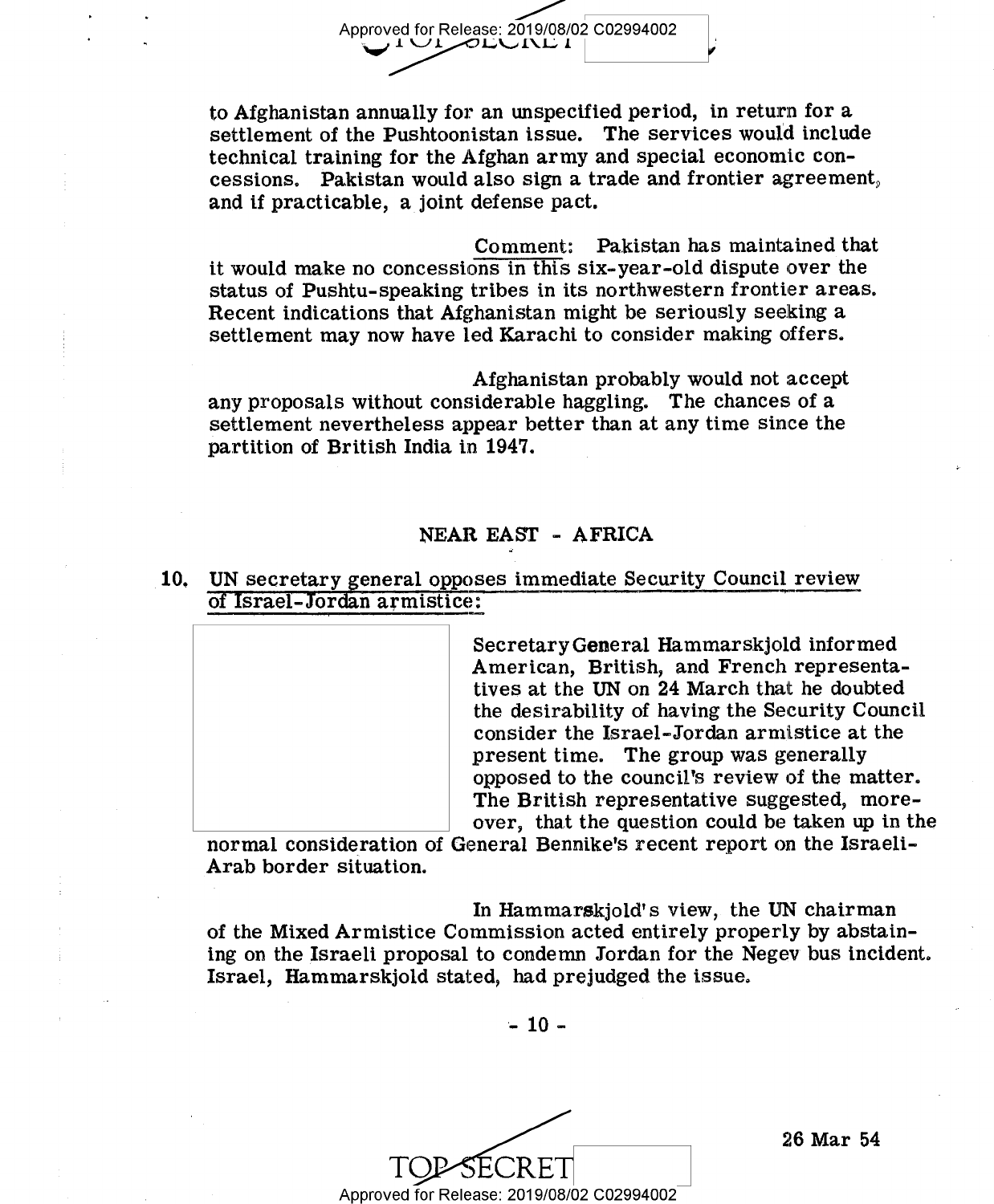to Afghanistan annually for an unspecified period, in return for a settlement of the Pushtoonistan issue. The services would include technical training for the Afghan army and special economic concessions. Pakistan would also sign a trade and frontier agreement, and if practicable, a joint defense pact.

Comment: Pakistan has maintained that it would make no concessions in this six-year-old dispute over the status of Pushtu-speaking tribes in its northwestern frontier areas. Recent indications that Afghanistan might be seriously seeking a settlement may now have led Karachi to consider making offers.

Afghanistan probably would not accept any proposals without considerable haggling. The chances of a settlement nevertheless appear better than at any time since the partition of British India in 1947.

## NEAR EAST - AFRICA

### 10. UN secretary general opposes immediate Security Council review of Israel-Jordan armistice:

Secretary General Hammarskjold informed American, British, and French representatives at the UN on 24 March that he doubted the desirability of having the Security Council consider the Israel-Jordan armistice at the present time. The group was generally opposed to the council's review of the matter. The British representative suggested, moreover, that the question could be taken up in the normal consideration of General Bennike's recent report on the Israeli-Arab border situation.

In Hammarskjold's view, the UN chairman of the Mixed Armistice Commission acted entirely properly by abstaining on the Israeli proposal to condemn Jordan for the Negev bus incident. Israel, Hammarskjold stated, had prejudged the issue.

26 Mar 54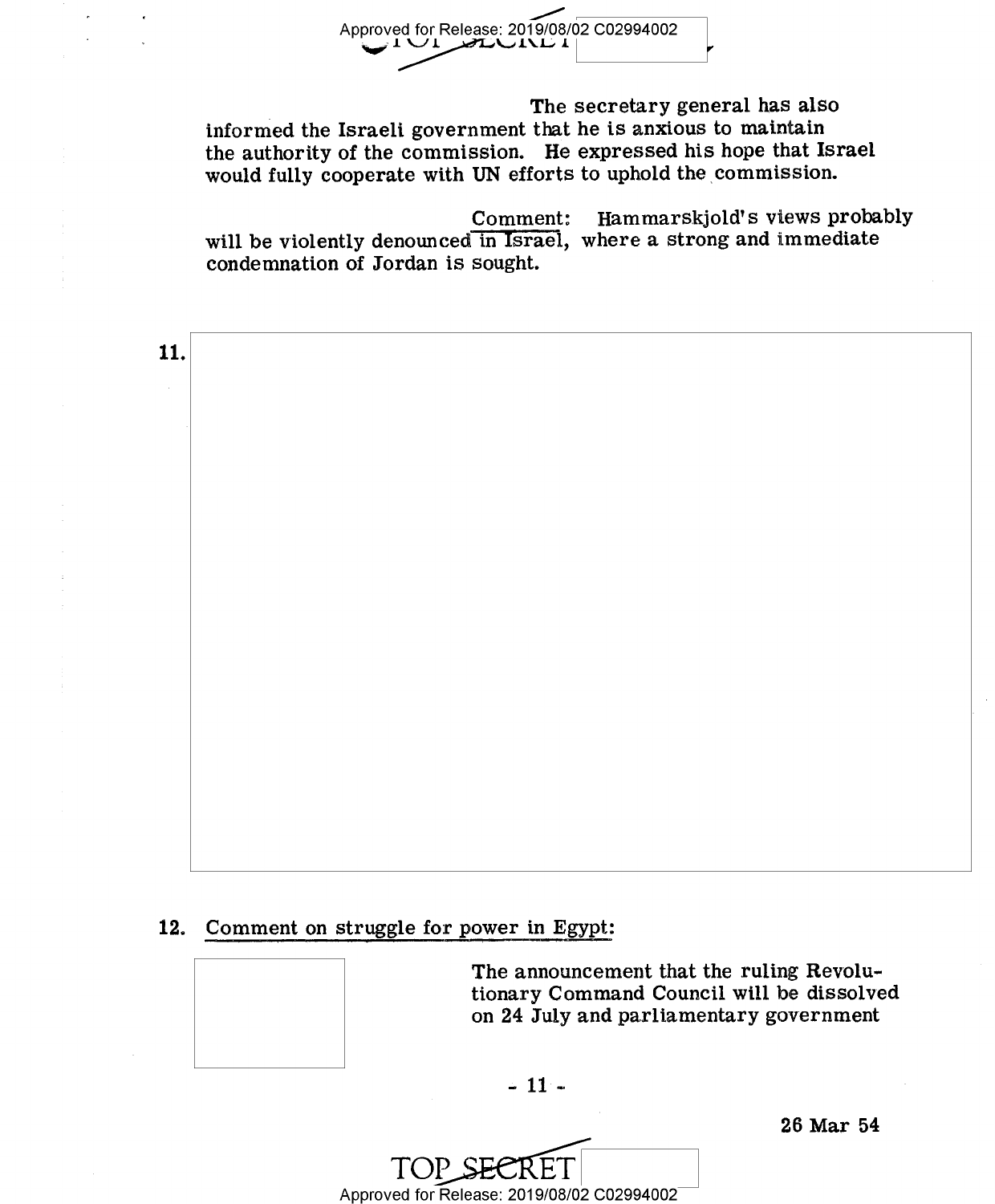The secretary general has also informed the Israeli government that he is anxious to maintain the authority of the commission. He expressed his hope that Israel would fully cooperate with UN efforts to uphold the commission.

Comment: Hammarskjold's views probably will be violently denounced in Israel, where a strong and immediate condemnation of Jordan is sought.

11.

12. Comment on struggle for power in Egypt:

The announcement that the ruling Revolutionary Command Council will be dissolved on 24 July and parliamentary government

26 Mar 54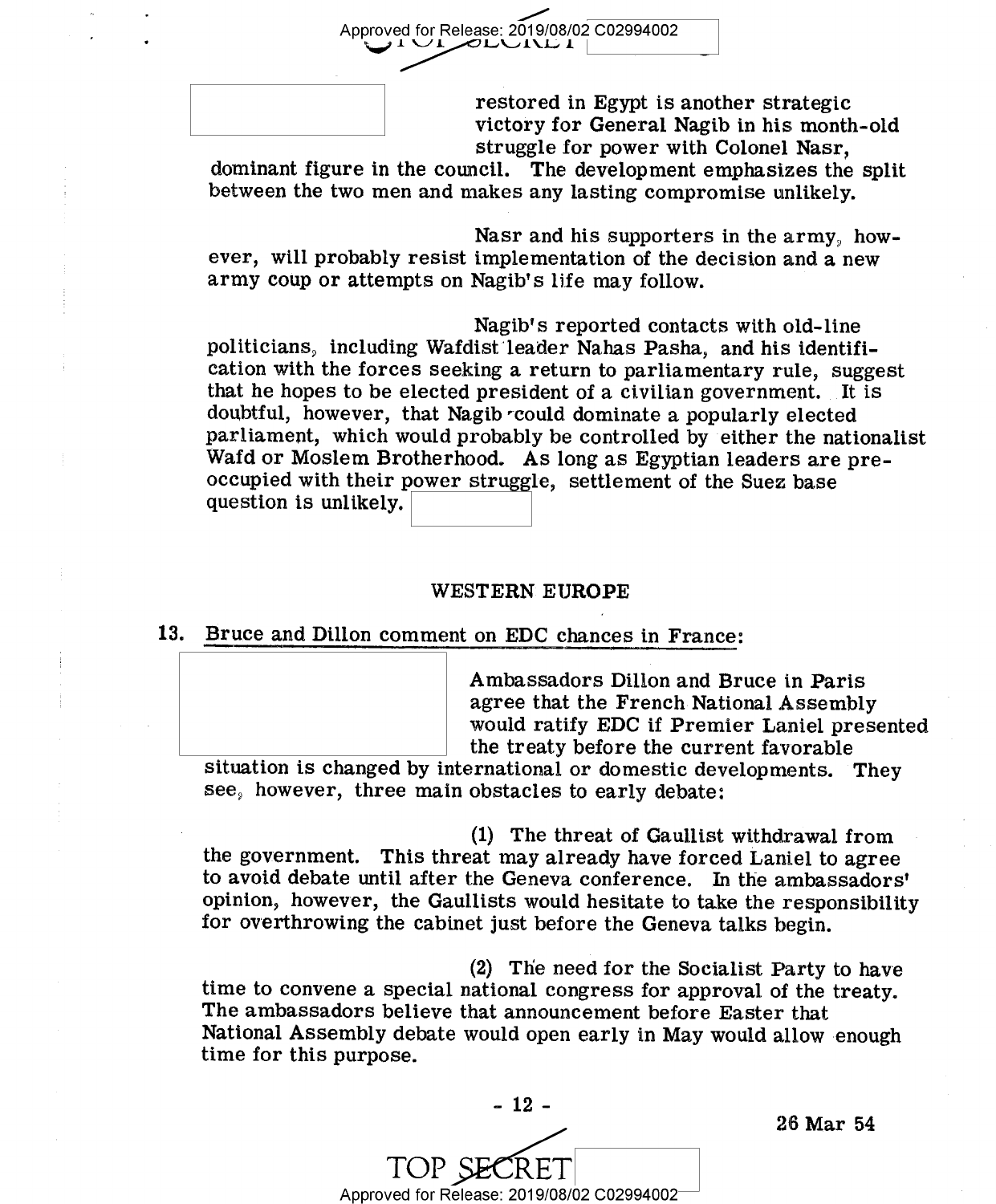restored in Egypt is another strategic victory for General Nagib in his month-old struggle for power with Colonel Nasr, dominant figure in the council. The development emphasizes the split between the two men and makes any lasting compromise unlikely.

Nasr and his supporters in the army, however, will probably resist implementation of the decision and a new army coup or attempts on Nagib's life may follow.

Nagib's reported contacts with old-line politicians, including Wafdist leader Nahas Pasha, and his identification with the forces seeking a return to parliamentary rule, suggest that he hopes to be elected president of a civilian government. It is doubtful, however, that Nagib could dominate a popularly elected parliament, which would probably be controlled by either the nationalist Wafd or Moslem Brotherhood. As long as Egyptian leaders are preoccupied with their power struggle, settlement of the Suez base question is unlikely.

## WESTERN EUROPE

13. Bruce and Dillon comment on EDC chances in France:

Ambassadors Dillon and Bruce in Paris agree that the French National Assembly would ratify EDC if Premier Laniel presented the treaty before the current favorable situation is changed by international or domestic developments. They see, however, three main obstacles to early debate:

(1) The threat of Gaullist withdrawal from the government. This threat may already have forced Laniel to agree to avoid debate until after the Geneva conference. In the ambassadors' opinion, however, the Gaullists would hesitate to take the responsibility for overthrowing the cabinet just before the Geneva talks begin.

(2) The need for the Socialist Party to have time to convene a special national congress for approval of the treaty. The ambassadors believe that announcement before Easter that National Assembly debate would open early in May would allow enough time for this purpose.

26 Mar 54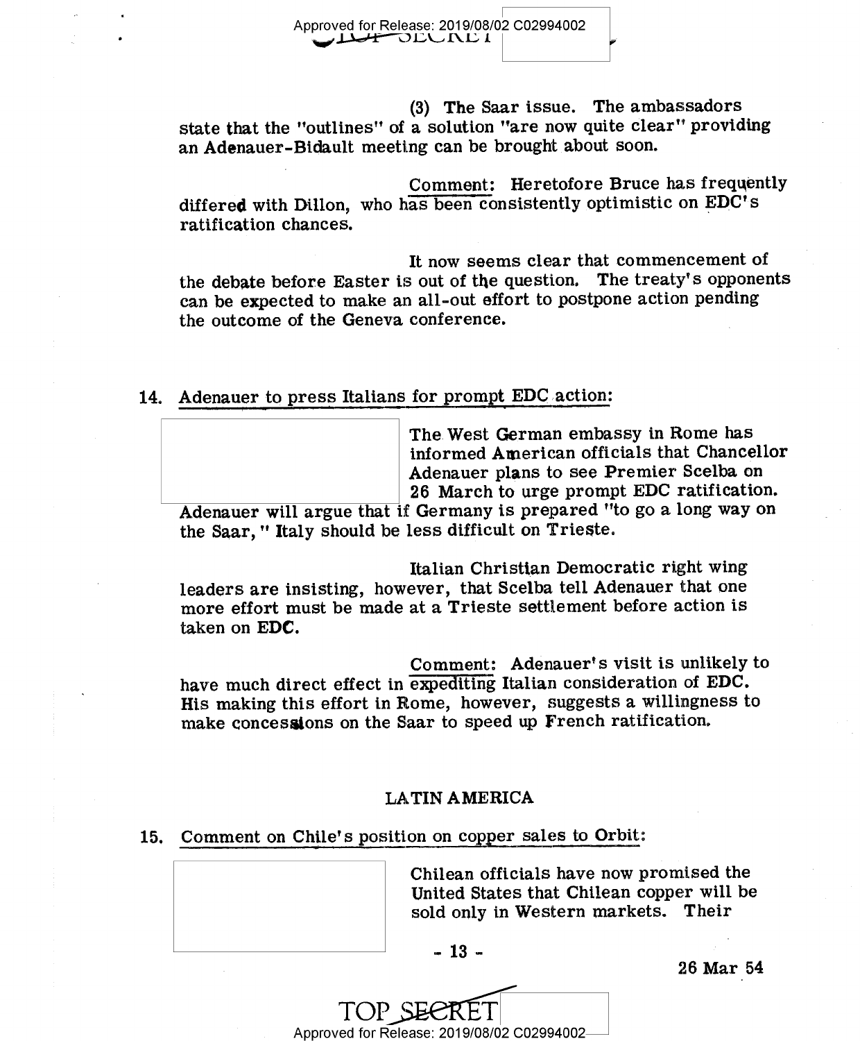(3) The Saar issue. The ambassadors state that the "outlines" of a solution "are now quite clear" providing an Adenauer-Bidault meeting can be brought about soon.

Comment: Heretofore Bruce has frequently differed with Dillon, who has been consistently optimistic on EDC's ratification chances.

It now seems clear that commencement of the debate before Easter is out of the question. The treaty's opponents can be expected to make an all-out effort to postpone action pending the outcome of the Geneva conference.

14. Adenauer to press Italians for prompt EDC action:

The West German embassy in Rome has informed American officials that Chancellor Adenauer plans to see Premier Scelba on 26 March to urge prompt EDC ratification. Adenauer will argue that if Germany is prepared "to go a long way on the Saar," Italy should be less difficult on Trieste.

Italian Christian Democratic right wing leaders are insisting, however, that Scelba tell Adenauer that one more effort must be made at a Trieste settlement before action is taken on EDC.

Comment: Adenauer's visit is unlikely to have much direct effect in expediting Italian consideration of EDC. His making this effort in Rome, however, suggests a willingness to make concessions on the Saar to speed up French ratification.

## LATIN AMERICA

15. Comment on Chile's position on copper sales to Orbit:

Chilean officials have now promised the United States that Chilean copper will be sold only in Western markets. Their

26 Mar 54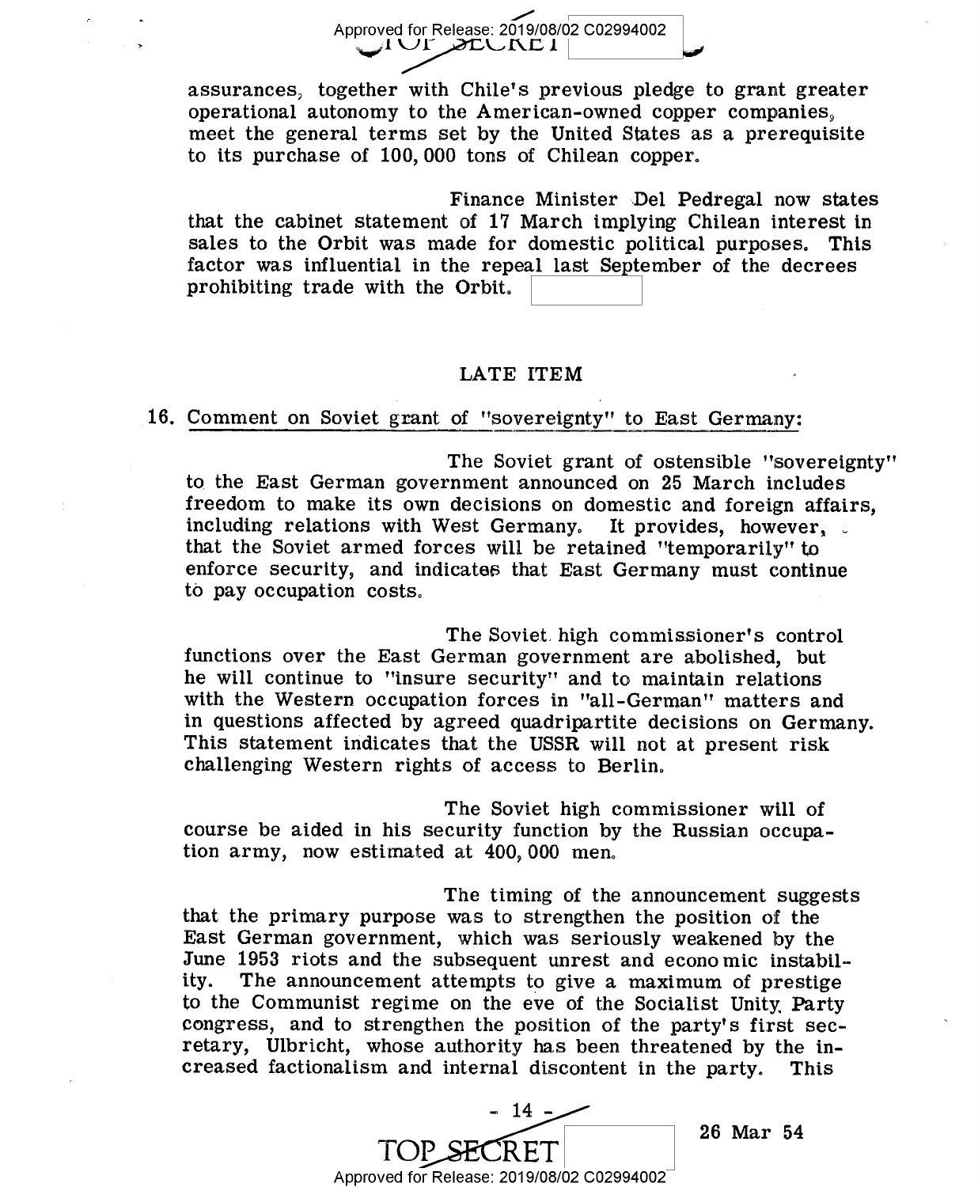assurances, together with Chile's previous pledge to grant greater operational autonomy to the American-owned copper companies, meet the general terms set by the United States as a prerequisite to its purchase of 100,000 tons of Chilean copper.

Finance Minister Del Pedregal now states that the cabinet statement of 17 March implying Chilean interest in sales to the Orbit was made for domestic political purposes. This factor was influential in the repeal last September of the decrees prohibiting trade with the Orbit.

## LATE ITEM

16. Comment on Soviet grant of "sovereignty" to East Germany:

The Soviet grant of ostensible "sovereignty" to the East German government announced on 25 March includes freedom to make its own decisions on domestic and foreign affairs, including relations with West Germany. It provides, however, that the Soviet armed forces will be retained "temporarily" to enforce security, and indicates that East Germany must continue to pay occupation costs.

The Soviet high commissioner's control functions over the East German government are abolished, but he will continue to "insure security" and to maintain relations with the Western occupation forces in "all-German" matters and in questions affected by agreed quadripartite decisions on Germany. This statement indicates that the USSR will not at present risk challenging Western rights of access to Berlin.

The Soviet high commissioner will of course be aided in his security function by the Russian occupation army, now estimated at 400,000 men.

The timing of the announcement suggests that the primary purpose was to strengthen the position of the East German government, which was seriously weakened by the June 1953 riots and the subsequent unrest and economic instability. The announcement attempts to give a maximum of prestige to the Communist regime on the eve of the Socialist Unity Party congress, and to strengthen the position of the party's first secretary, Ulbricht, whose authority has been threatened by the increased factionalism and internal discontent in the party. This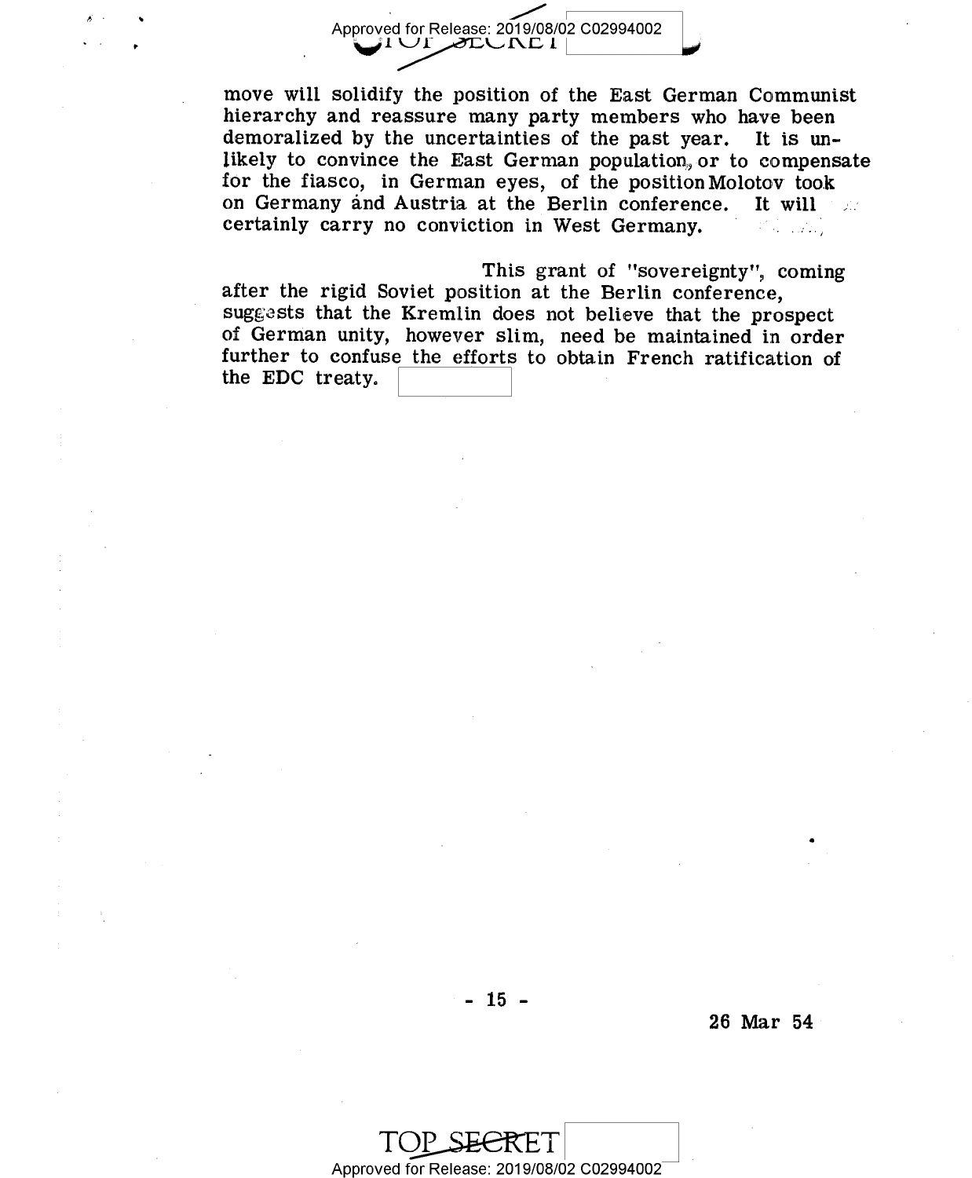move will solidify the position of the East German Communist hierarchy and reassure many party members who have been demoralized by the uncertainties of the past year. It is unlikely to convince the East German population, or to compensate for the fiasco, in German eyes, of the position Molotov took on Germany and Austria at the Berlin conference. It will certainly carry no conviction in West Germany.

This grant of "sovereignty", coming after the rigid Soviet position at the Berlin conference, suggests that the Kremlin does not believe that the prospect of German unity, however slim, need be maintained in order further to confuse the efforts to obtain French ratification of the EDC treaty.

26 Mar 54